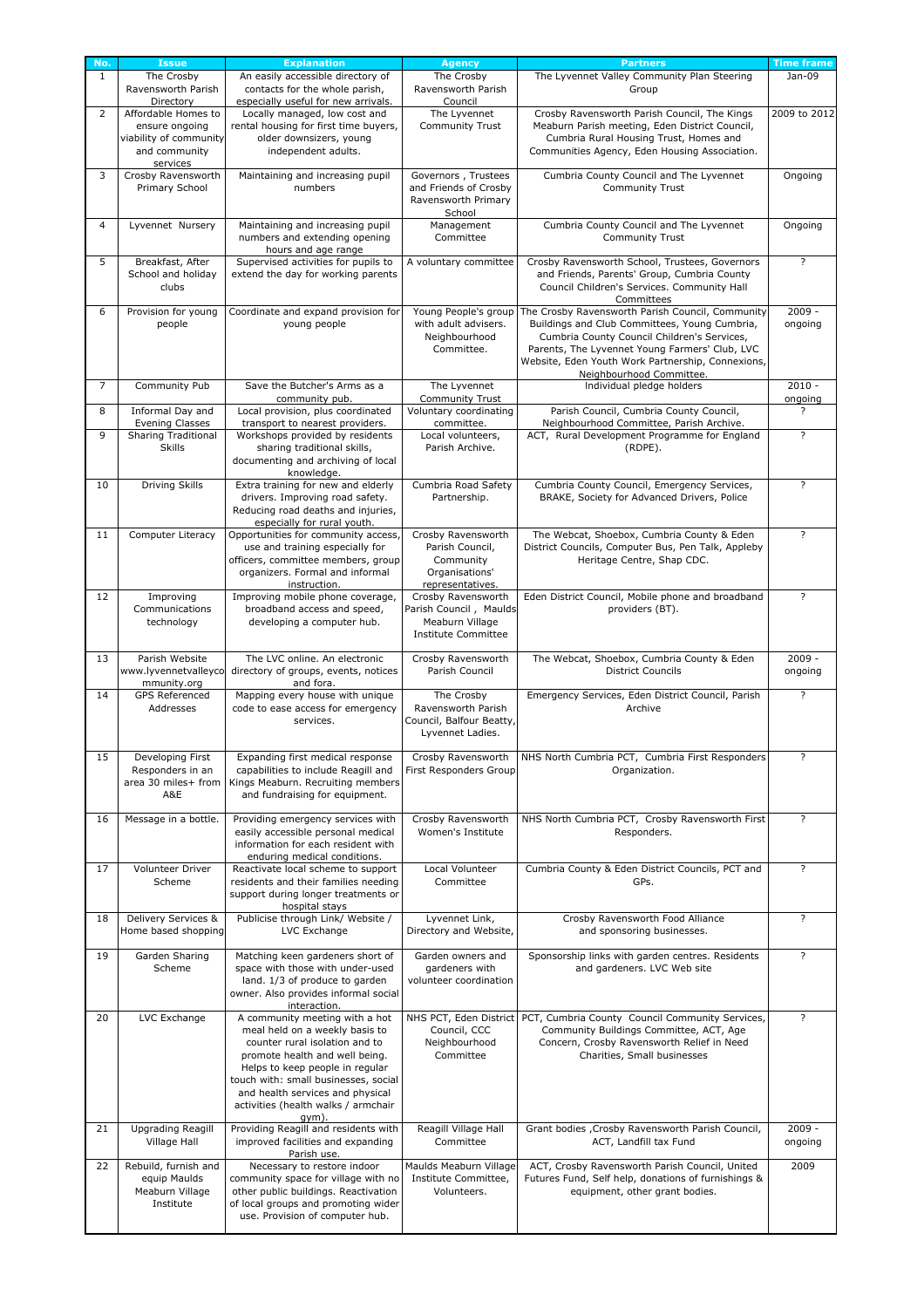| No. | Issue | Explanation | Agency | Partners | Time frame |
|---|---|---|---|---|---|
| 1 | The Crosby Ravensworth Parish Directory | An easily accessible directory of contacts for the whole parish, especially useful for new arrivals. | The Crosby Ravensworth Parish Council | The Lyvennet Valley Community Plan Steering Group | Jan-09 |
| 2 | Affordable Homes to ensure ongoing viability of community and community services | Locally managed, low cost and rental housing for first time buyers, older downsizers, young independent adults. | The Lyvennet Community Trust | Crosby Ravensworth Parish Council, The Kings Meaburn Parish meeting, Eden District Council, Cumbria Rural Housing Trust, Homes and Communities Agency, Eden Housing Association. | 2009 to 2012 |
| 3 | Crosby Ravensworth Primary School | Maintaining and increasing pupil numbers | Governors , Trustees and Friends of Crosby Ravensworth Primary School | Cumbria County Council and The Lyvennet Community Trust | Ongoing |
| 4 | Lyvennet Nursery | Maintaining and increasing pupil numbers and extending opening hours and age range | Management Committee | Cumbria County Council and The Lyvennet Community Trust | Ongoing |
| 5 | Breakfast, After School and holiday clubs | Supervised activities for pupils to extend the day for working parents | A voluntary committee | Crosby Ravensworth School, Trustees, Governors and Friends, Parents' Group, Cumbria County Council Children's Services. Community Hall Committees | ? |
| 6 | Provision for young people | Coordinate and expand provision for young people | Young People's group with adult advisers. Neighbourhood Committee. | The Crosby Ravensworth Parish Council, Community Buildings and Club Committees, Young Cumbria, Cumbria County Council Children's Services, Parents, The Lyvennet Young Farmers' Club, LVC Website, Eden Youth Work Partnership, Connexions, Neighbourhood Committee. | 2009 - ongoing |
| 7 | Community Pub | Save the Butcher's Arms as a community pub. | The Lyvennet Community Trust | Individual pledge holders | 2010 - ongoing |
| 8 | Informal Day and Evening Classes | Local provision, plus coordinated transport to nearest providers. | Voluntary coordinating committee. | Parish Council, Cumbria County Council, Neighbourhood Committee, Parish Archive. | ? |
| 9 | Sharing Traditional Skills | Workshops provided by residents sharing traditional skills, documenting and archiving of local knowledge. | Local volunteers, Parish Archive. | ACT, Rural Development Programme for England (RDPE). | ? |
| 10 | Driving Skills | Extra training for new and elderly drivers. Improving road safety. Reducing road deaths and injuries, especially for rural youth. | Cumbria Road Safety Partnership. | Cumbria County Council, Emergency Services, BRAKE, Society for Advanced Drivers, Police | ? |
| 11 | Computer Literacy | Opportunities for community access, use and training especially for officers, committee members, group organizers. Formal and informal instruction. | Crosby Ravensworth Parish Council, Community Organisations' representatives. | The Webcat, Shoebox, Cumbria County & Eden District Councils, Computer Bus, Pen Talk, Appleby Heritage Centre, Shap CDC. | ? |
| 12 | Improving Communications technology | Improving mobile phone coverage, broadband access and speed, developing a computer hub. | Crosby Ravensworth Parish Council , Maulds Meaburn Village Institute Committee | Eden District Council, Mobile phone and broadband providers (BT). | ? |
| 13 | Parish Website www.lyvennetvalleycommunity.org | The LVC online. An electronic directory of groups, events, notices and fora. | Crosby Ravensworth Parish Council | The Webcat, Shoebox, Cumbria County & Eden District Councils | 2009 - ongoing |
| 14 | GPS Referenced Addresses | Mapping every house with unique code to ease access for emergency services. | The Crosby Ravensworth Parish Council, Balfour Beatty, Lyvennet Ladies. | Emergency Services, Eden District Council, Parish Archive | ? |
| 15 | Developing First Responders in an area 30 miles+ from A&E | Expanding first medical response capabilities to include Reagill and Kings Meaburn. Recruiting members and fundraising for equipment. | Crosby Ravensworth First Responders Group | NHS North Cumbria PCT, Cumbria First Responders Organization. | ? |
| 16 | Message in a bottle. | Providing emergency services with easily accessible personal medical information for each resident with enduring medical conditions. | Crosby Ravensworth Women's Institute | NHS North Cumbria PCT, Crosby Ravensworth First Responders. | ? |
| 17 | Volunteer Driver Scheme | Reactivate local scheme to support residents and their families needing support during longer treatments or hospital stays | Local Volunteer Committee | Cumbria County & Eden District Councils, PCT and GPs. | ? |
| 18 | Delivery Services & Home based shopping | Publicise through Link/ Website / LVC Exchange | Lyvennet Link, Directory and Website, | Crosby Ravensworth Food Alliance and sponsoring businesses. | ? |
| 19 | Garden Sharing Scheme | Matching keen gardeners short of space with those with under-used land. 1/3 of produce to garden owner. Also provides informal social interaction. | Garden owners and gardeners with volunteer coordination | Sponsorship links with garden centres. Residents and gardeners. LVC Web site | ? |
| 20 | LVC Exchange | A community meeting with a hot meal held on a weekly basis to counter rural isolation and to promote health and well being. Helps to keep people in regular touch with: small businesses, social and health services and physical activities (health walks / armchair gym). | NHS PCT, Eden District Council, CCC Neighbourhood Committee | PCT, Cumbria County Council Community Services, Community Buildings Committee, ACT, Age Concern, Crosby Ravensworth Relief in Need Charities, Small businesses | ? |
| 21 | Upgrading Reagill Village Hall | Providing Reagill and residents with improved facilities and expanding Parish use. | Reagill Village Hall Committee | Grant bodies ,Crosby Ravensworth Parish Council, ACT, Landfill tax Fund | 2009 - ongoing |
| 22 | Rebuild, furnish and equip Maulds Meaburn Village Institute | Necessary to restore indoor community space for village with no other public buildings. Reactivation of local groups and promoting wider use. Provision of computer hub. | Maulds Meaburn Village Institute Committee, Volunteers. | ACT, Crosby Ravensworth Parish Council, United Futures Fund, Self help, donations of furnishings & equipment, other grant bodies. | 2009 |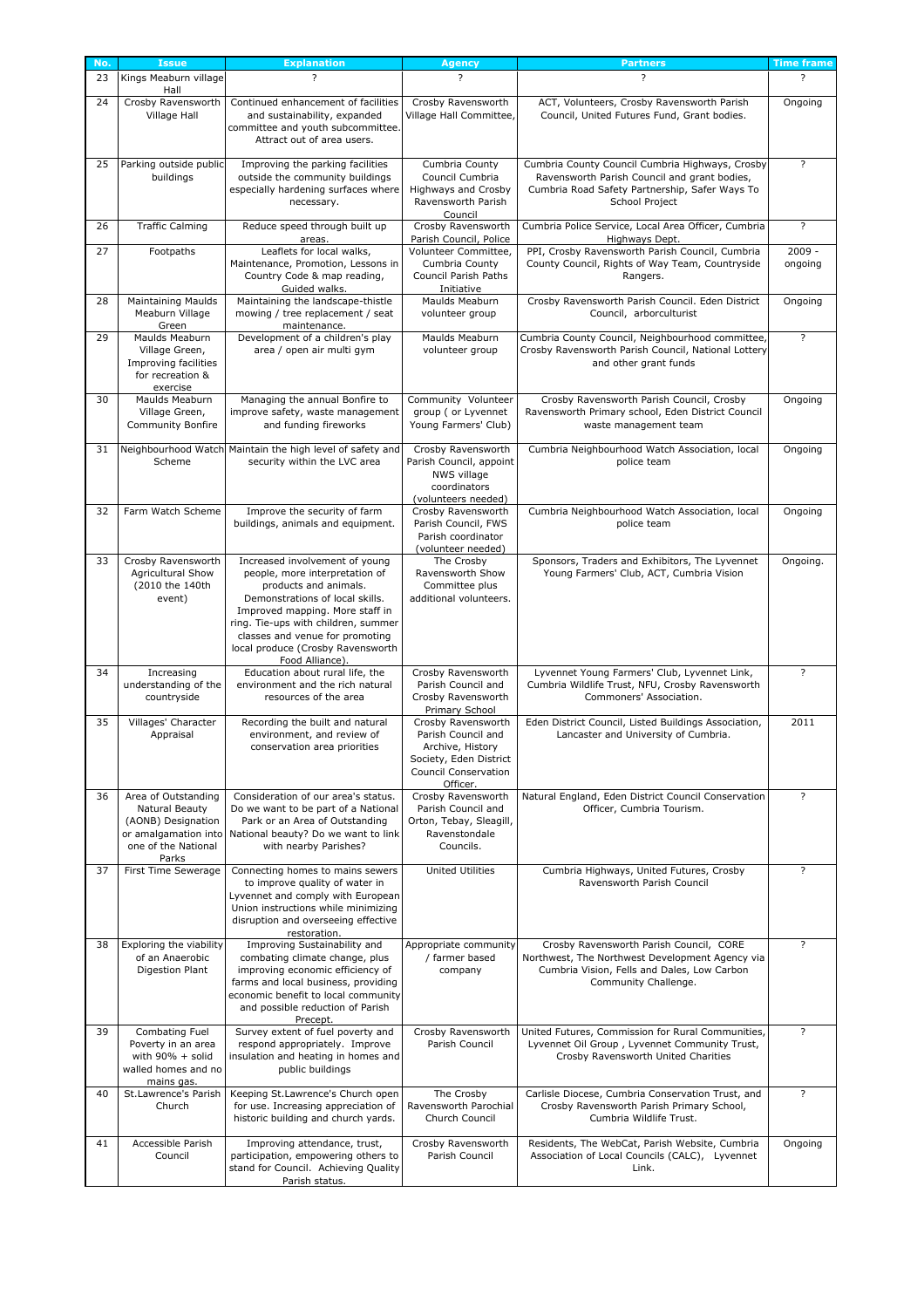| No. | Issue | Explanation | Agency | Partners | Time frame |
|---|---|---|---|---|---|
| 23 | Kings Meaburn village Hall | ? | ? | ? | ? |
| 24 | Crosby Ravensworth Village Hall | Continued enhancement of facilities and sustainability, expanded committee and youth subcommittee. Attract out of area users. | Crosby Ravensworth Village Hall Committee, | ACT, Volunteers, Crosby Ravensworth Parish Council, United Futures Fund, Grant bodies. | Ongoing |
| 25 | Parking outside public buildings | Improving the parking facilities outside the community buildings especially hardening surfaces where necessary. | Cumbria County Council Cumbria Highways and Crosby Ravensworth Parish Council | Cumbria County Council Cumbria Highways, Crosby Ravensworth Parish Council and grant bodies, Cumbria Road Safety Partnership, Safer Ways To School Project | ? |
| 26 | Traffic Calming | Reduce speed through built up areas. | Crosby Ravensworth Parish Council, Police | Cumbria Police Service, Local Area Officer, Cumbria Highways Dept. | ? |
| 27 | Footpaths | Leaflets for local walks, Maintenance, Promotion, Lessons in Country Code & map reading, Guided walks. | Volunteer Committee, Cumbria County Council Parish Paths Initiative | PPI, Crosby Ravensworth Parish Council, Cumbria County Council, Rights of Way Team, Countryside Rangers. | 2009 - ongoing |
| 28 | Maintaining Maulds Meaburn Village Green | Maintaining the landscape-thistle mowing / tree replacement / seat maintenance. | Maulds Meaburn volunteer group | Crosby Ravensworth Parish Council. Eden District Council, arborculturist | Ongoing |
| 29 | Maulds Meaburn Village Green, Improving facilities for recreation & exercise | Development of a children's play area / open air multi gym | Maulds Meaburn volunteer group | Cumbria County Council, Neighbourhood committee, Crosby Ravensworth Parish Council, National Lottery and other grant funds | ? |
| 30 | Maulds Meaburn Village Green, Community Bonfire | Managing the annual Bonfire to improve safety, waste management and funding fireworks | Community Volunteer group ( or Lyvennet Young Farmers' Club) | Crosby Ravensworth Parish Council, Crosby Ravensworth Primary school, Eden District Council waste management team | Ongoing |
| 31 | Neighbourhood Watch Scheme | Maintain the high level of safety and security within the LVC area | Crosby Ravensworth Parish Council, appoint NWS village coordinators (volunteers needed) | Cumbria Neighbourhood Watch Association, local police team | Ongoing |
| 32 | Farm Watch Scheme | Improve the security of farm buildings, animals and equipment. | Crosby Ravensworth Parish Council, FWS Parish coordinator (volunteer needed) | Cumbria Neighbourhood Watch Association, local police team | Ongoing |
| 33 | Crosby Ravensworth Agricultural Show (2010 the 140th event) | Increased involvement of young people, more interpretation of products and animals. Demonstrations of local skills. Improved mapping. More staff in ring. Tie-ups with children, summer classes and venue for promoting local produce (Crosby Ravensworth Food Alliance). | The Crosby Ravensworth Show Committee plus additional volunteers. | Sponsors, Traders and Exhibitors, The Lyvennet Young Farmers' Club, ACT, Cumbria Vision | Ongoing. |
| 34 | Increasing understanding of the countryside | Education about rural life, the environment and the rich natural resources of the area | Crosby Ravensworth Parish Council and Crosby Ravensworth Primary School | Lyvennet Young Farmers' Club, Lyvennet Link, Cumbria Wildlife Trust, NFU, Crosby Ravensworth Commoners' Association. | ? |
| 35 | Villages' Character Appraisal | Recording the built and natural environment, and review of conservation area priorities | Crosby Ravensworth Parish Council and Archive, History Society, Eden District Council Conservation Officer. | Eden District Council, Listed Buildings Association, Lancaster and University of Cumbria. | 2011 |
| 36 | Area of Outstanding Natural Beauty (AONB) Designation or amalgamation into one of the National Parks | Consideration of our area's status. Do we want to be part of a National Park or an Area of Outstanding National beauty? Do we want to link with nearby Parishes? | Crosby Ravensworth Parish Council and Orton, Tebay, Sleagill, Ravenstondale Councils. | Natural England, Eden District Council Conservation Officer, Cumbria Tourism. | ? |
| 37 | First Time Sewerage | Connecting homes to mains sewers to improve quality of water in Lyvennet and comply with European Union instructions while minimizing disruption and overseeing effective restoration. | United Utilities | Cumbria Highways, United Futures, Crosby Ravensworth Parish Council | ? |
| 38 | Exploring the viability of an Anaerobic Digestion Plant | Improving Sustainability and combating climate change, plus improving economic efficiency of farms and local business, providing economic benefit to local community and possible reduction of Parish Precept. | Appropriate community / farmer based company | Crosby Ravensworth Parish Council, CORE Northwest, The Northwest Development Agency via Cumbria Vision, Fells and Dales, Low Carbon Community Challenge. | ? |
| 39 | Combating Fuel Poverty in an area with 90% + solid walled homes and no mains gas. | Survey extent of fuel poverty and respond appropriately. Improve insulation and heating in homes and public buildings | Crosby Ravensworth Parish Council | United Futures, Commission for Rural Communities, Lyvennet Oil Group , Lyvennet Community Trust, Crosby Ravensworth United Charities | ? |
| 40 | St.Lawrence's Parish Church | Keeping St.Lawrence's Church open for use. Increasing appreciation of historic building and church yards. | The Crosby Ravensworth Parochial Church Council | Carlisle Diocese, Cumbria Conservation Trust, and Crosby Ravensworth Parish Primary School, Cumbria Wildlife Trust. | ? |
| 41 | Accessible Parish Council | Improving attendance, trust, participation, empowering others to stand for Council. Achieving Quality Parish status. | Crosby Ravensworth Parish Council | Residents, The WebCat, Parish Website, Cumbria Association of Local Councils (CALC), Lyvennet Link. | Ongoing |